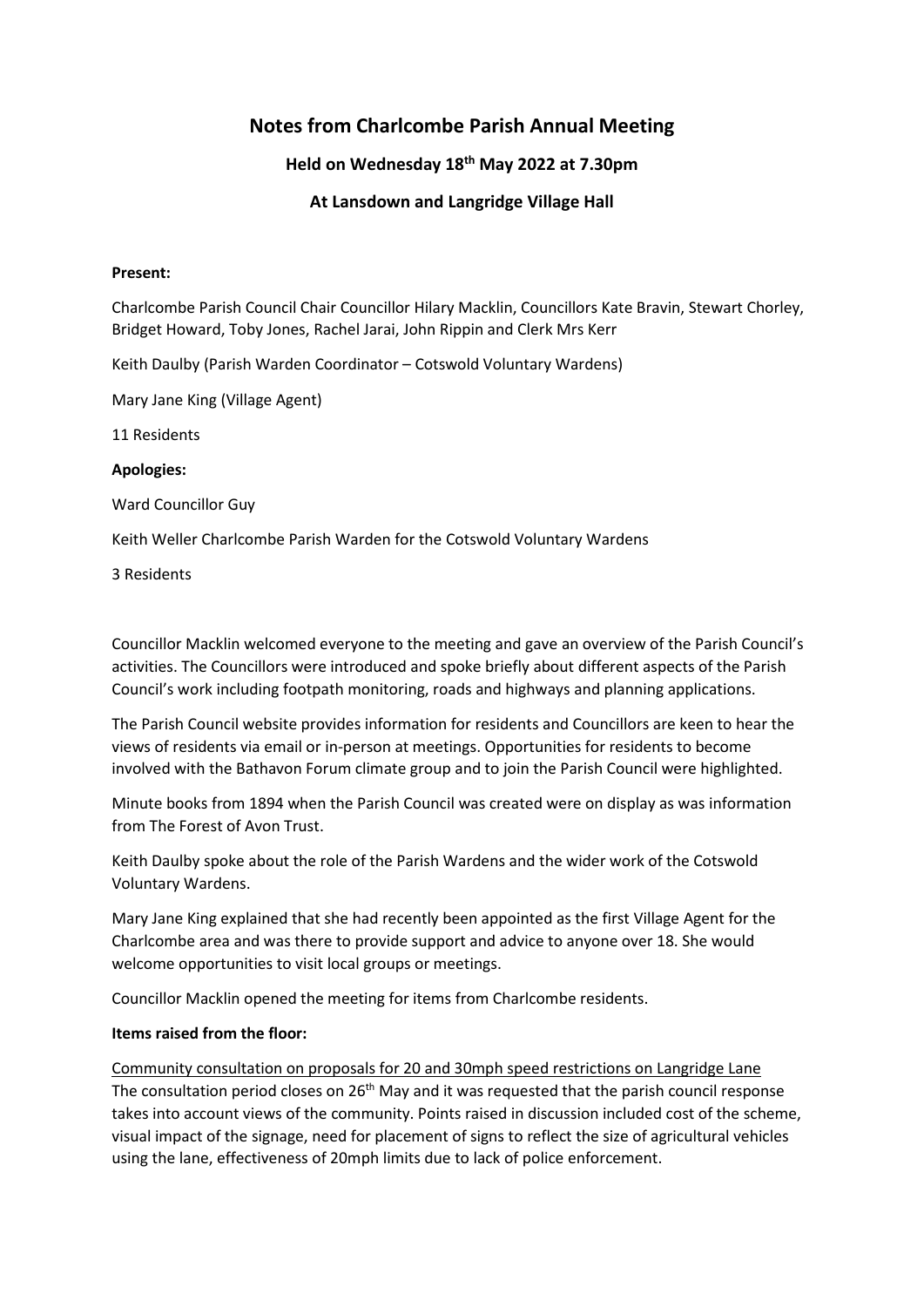# Notes from Charlcombe Parish Annual Meeting

## Held on Wednesday 18th May 2022 at 7.30pm

## At Lansdown and Langridge Village Hall

**Present:**

Charlcombe Parish Council Chair Councillor Hilary Macklin, Councillors Kate Bravin, Stewart Chorley, Bridget Howard, Toby Jones, Rachel Jarai, John Rippin and Clerk Mrs Kerr

Keith Daulby (Parish Warden Coordinator – Cotswold Voluntary Wardens)

Mary Jane King (Village Agent)

11 Residents

**Apologies:**

Ward Councillor Guy

Keith Weller Charlcombe Parish Warden for the Cotswold Voluntary Wardens

3 Residents

Councillor Macklin welcomed everyone to the meeting and gave an overview of the Parish Council's activities. The Councillors were introduced and spoke briefly about different aspects of the Parish Council's work including footpath monitoring, roads and highways and planning applications.

The Parish Council website provides information for residents and Councillors are keen to hear the views of residents via email or in-person at meetings. Opportunities for residents to become involved with the Bathavon Forum climate group and to join the Parish Council were highlighted.

Minute books from 1894 when the Parish Council was created were on display as was information from The Forest of Avon Trust.

Keith Daulby spoke about the role of the Parish Wardens and the wider work of the Cotswold Voluntary Wardens.

Mary Jane King explained that she had recently been appointed as the first Village Agent for the Charlcombe area and was there to provide support and advice to anyone over 18. She would welcome opportunities to visit local groups or meetings.

Councillor Macklin opened the meeting for items from Charlcombe residents.

**Items raised from the floor:**

Community consultation on proposals for 20 and 30mph speed restrictions on Langridge Lane
The consultation period closes on 26th May and it was requested that the parish council response takes into account views of the community. Points raised in discussion included cost of the scheme, visual impact of the signage, need for placement of signs to reflect the size of agricultural vehicles using the lane, effectiveness of 20mph limits due to lack of police enforcement.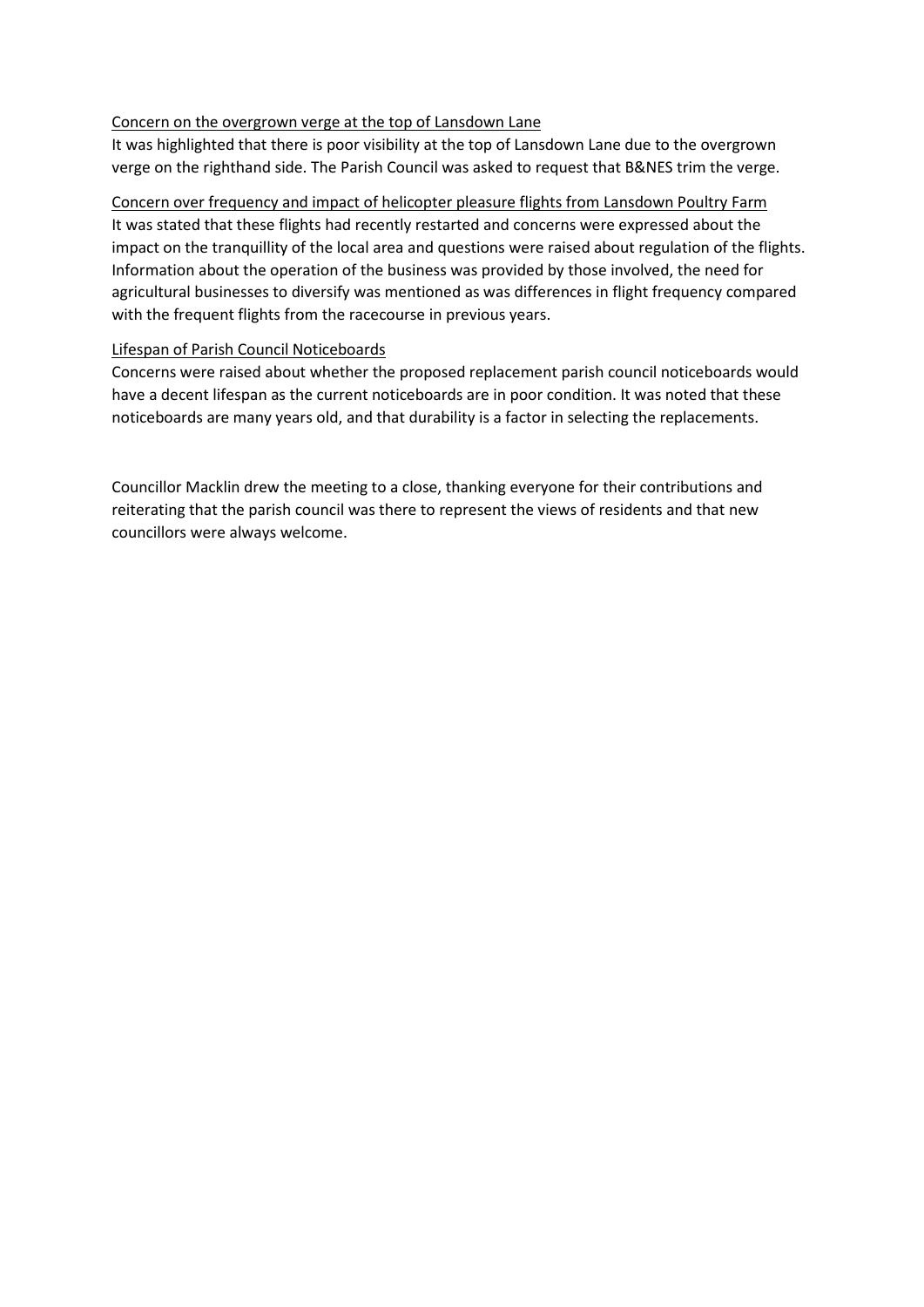<u>Concern on the overgrown verge at the top of Lansdown Lane</u>

It was highlighted that there is poor visibility at the top of Lansdown Lane due to the overgrown verge on the righthand side. The Parish Council was asked to request that B&NES trim the verge.

<u>Concern over frequency and impact of helicopter pleasure flights from Lansdown Poultry Farm</u>

It was stated that these flights had recently restarted and concerns were expressed about the impact on the tranquillity of the local area and questions were raised about regulation of the flights. Information about the operation of the business was provided by those involved, the need for agricultural businesses to diversify was mentioned as was differences in flight frequency compared with the frequent flights from the racecourse in previous years.

<u>Lifespan of Parish Council Noticeboards</u>

Concerns were raised about whether the proposed replacement parish council noticeboards would have a decent lifespan as the current noticeboards are in poor condition. It was noted that these noticeboards are many years old, and that durability is a factor in selecting the replacements.

Councillor Macklin drew the meeting to a close, thanking everyone for their contributions and reiterating that the parish council was there to represent the views of residents and that new councillors were always welcome.